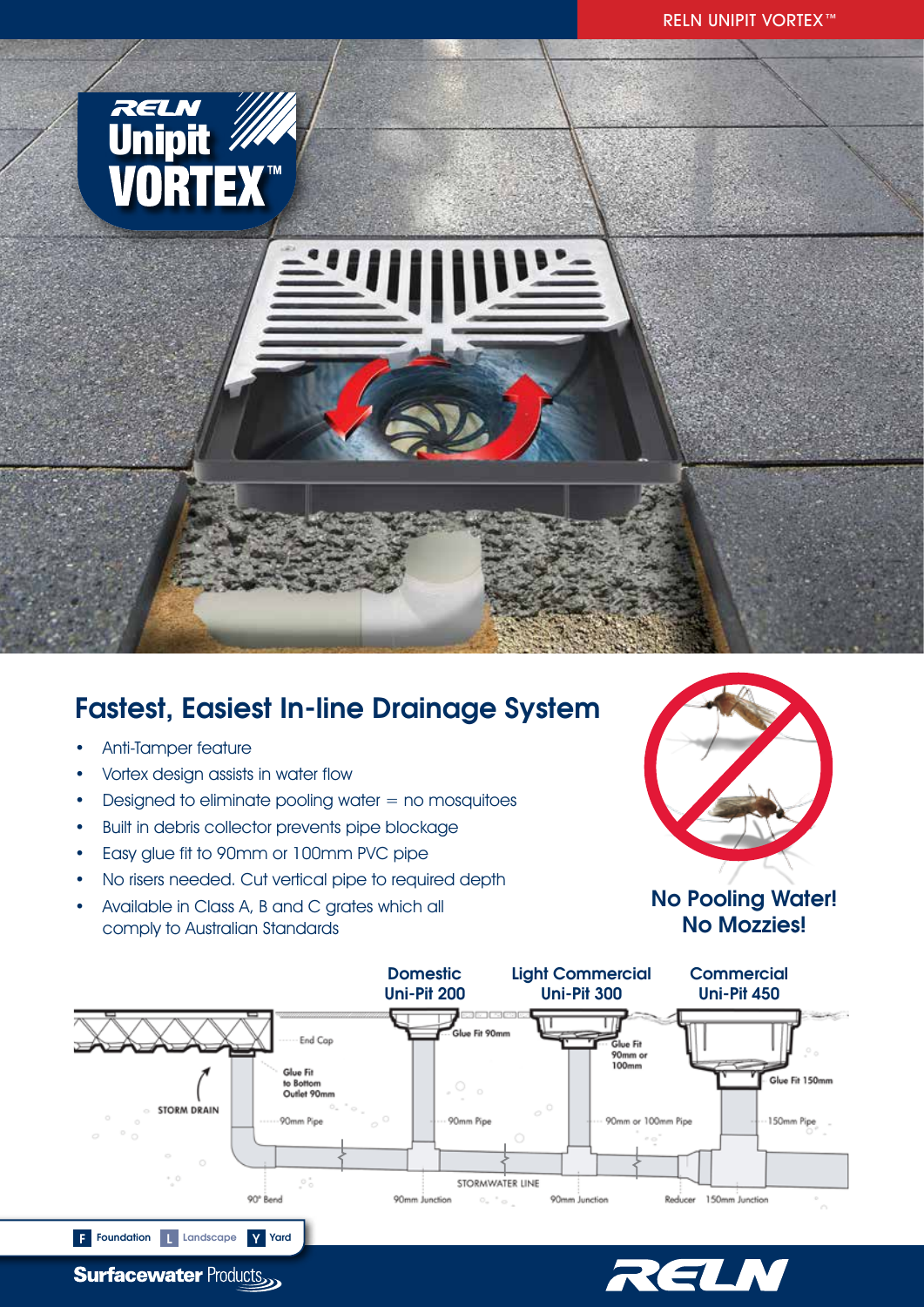# RELN Unipit VORTEX™

## Fastest, Easiest In-line Drainage System

- Anti-Tamper feature
- Vortex design assists in water flow
- Designed to eliminate pooling water = no mosquitoes
- Built in debris collector prevents pipe blockage
- Easy glue fit to 90mm or 100mm PVC pipe
- No risers needed. Cut vertical pipe to required depth
- Available in Class A, B and C grates which all comply to Australian Standards

**No Pooling Water! No Mozzies!**

**Domestic Uni-Pit 200**

**Light Commercial Uni-Pit 300**

**Commercial Uni-Pit 450**

End Cap

Glue Fit to Bottom Outlet 90mm

STORM DRAIN

90mm Pipe

90° Bend

Glue Fit 90mm

90mm Pipe

90mm Junction

STORMWATER LINE

Glue Fit 90mm or 100mm

90mm or 100mm Pipe

90mm Junction

Glue Fit 150mm

150mm Pipe

Reducer

150mm Junction

F Foundation L Landscape Y Yard

Surfacewater Products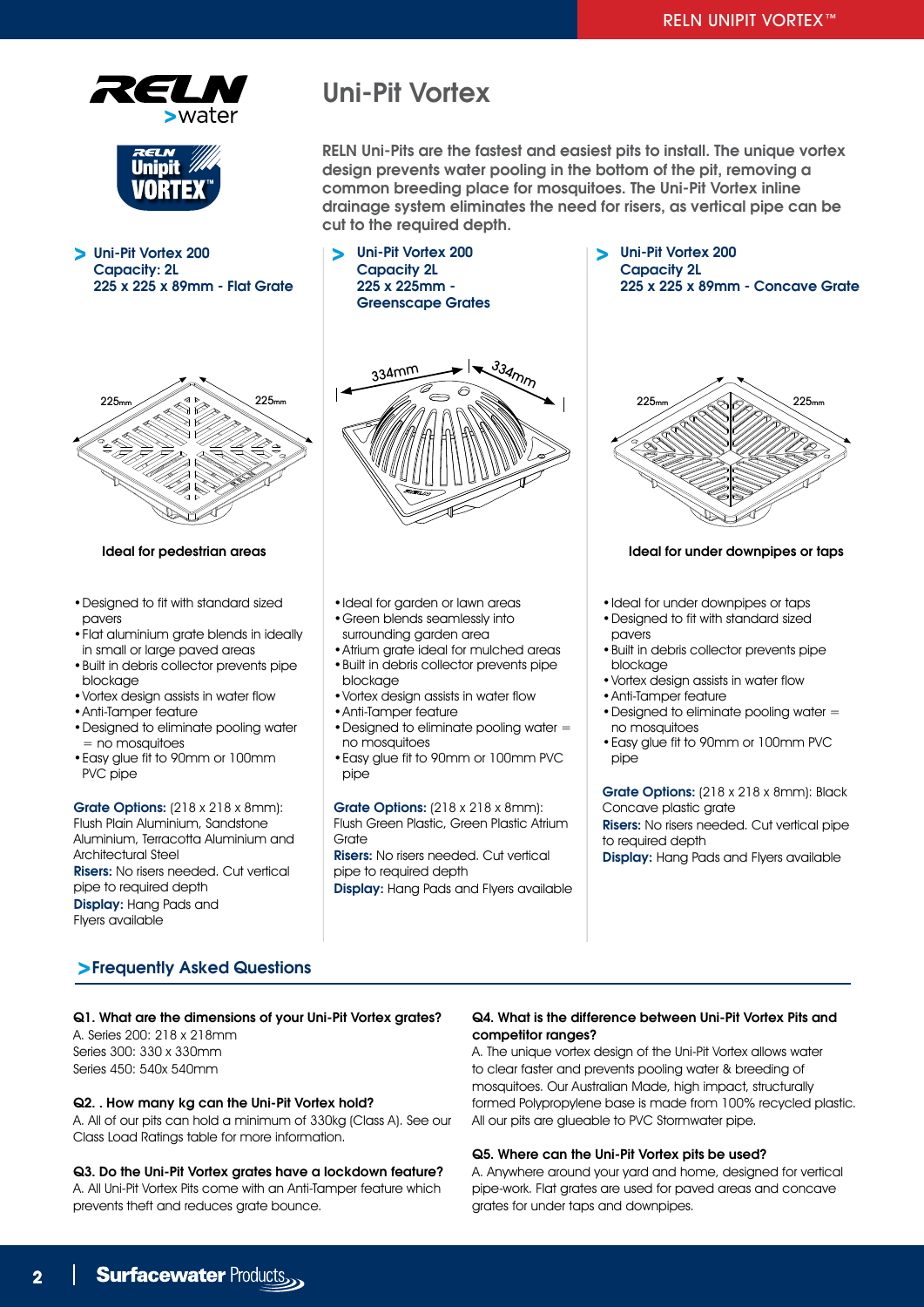# Uni-Pit Vortex

**RELN Uni-Pits are the fastest and easiest pits to install. The unique vortex design prevents water pooling in the bottom of the pit, removing a common breeding place for mosquitoes. The Uni-Pit Vortex inline drainage system eliminates the need for risers, as vertical pipe can be cut to the required depth.**

### > Uni-Pit Vortex 200 Capacity: 2L 225 x 225 x 89mm - Flat Grate

225mm 225mm

**Ideal for pedestrian areas**

- Designed to fit with standard sized pavers
- Flat aluminium grate blends in ideally in small or large paved areas
- Built in debris collector prevents pipe blockage
- Vortex design assists in water flow
- Anti-Tamper feature
- Designed to eliminate pooling water = no mosquitoes
- Easy glue fit to 90mm or 100mm PVC pipe

**Grate Options:** (218 x 218 x 8mm): Flush Plain Aluminium, Sandstone Aluminium, Terracotta Aluminium and Architectural Steel
**Risers:** No risers needed. Cut vertical pipe to required depth
**Display:** Hang Pads and Flyers available

### > Uni-Pit Vortex 200 Capacity 2L 225 x 225mm - Greenscape Grates

334mm 334mm

- Ideal for garden or lawn areas
- Green blends seamlessly into surrounding garden area
- Atrium grate ideal for mulched areas
- Built in debris collector prevents pipe blockage
- Vortex design assists in water flow
- Anti-Tamper feature
- Designed to eliminate pooling water = no mosquitoes
- Easy glue fit to 90mm or 100mm PVC pipe

**Grate Options:** (218 x 218 x 8mm): Flush Green Plastic, Green Plastic Atrium Grate
**Risers:** No risers needed. Cut vertical pipe to required depth
**Display:** Hang Pads and Flyers available

### > Uni-Pit Vortex 200 Capacity 2L 225 x 225 x 89mm - Concave Grate

225mm 225mm

**Ideal for under downpipes or taps**

- Ideal for under downpipes or taps
- Designed to fit with standard sized pavers
- Built in debris collector prevents pipe blockage
- Vortex design assists in water flow
- Anti-Tamper feature
- Designed to eliminate pooling water = no mosquitoes
- Easy glue fit to 90mm or 100mm PVC pipe

**Grate Options:** (218 x 218 x 8mm): Black Concave plastic grate
**Risers:** No risers needed. Cut vertical pipe to required depth
**Display:** Hang Pads and Flyers available

## >Frequently Asked Questions

**Q1. What are the dimensions of your Uni-Pit Vortex grates?**
A. Series 200: 218 x 218mm
Series 300: 330 x 330mm
Series 450: 540x 540mm

**Q2. . How many kg can the Uni-Pit Vortex hold?**
A. All of our pits can hold a minimum of 330kg (Class A). See our Class Load Ratings table for more information.

**Q3. Do the Uni-Pit Vortex grates have a lockdown feature?**
A. All Uni-Pit Vortex Pits come with an Anti-Tamper feature which prevents theft and reduces grate bounce.

**Q4. What is the difference between Uni-Pit Vortex Pits and competitor ranges?**
A. The unique vortex design of the Uni-Pit Vortex allows water to clear faster and prevents pooling water & breeding of mosquitoes. Our Australian Made, high impact, structurally formed Polypropylene base is made from 100% recycled plastic. All our pits are glueable to PVC Stormwater pipe.

**Q5. Where can the Uni-Pit Vortex pits be used?**
A. Anywhere around your yard and home, designed for vertical pipe-work. Flat grates are used for paved areas and concave grates for under taps and downpipes.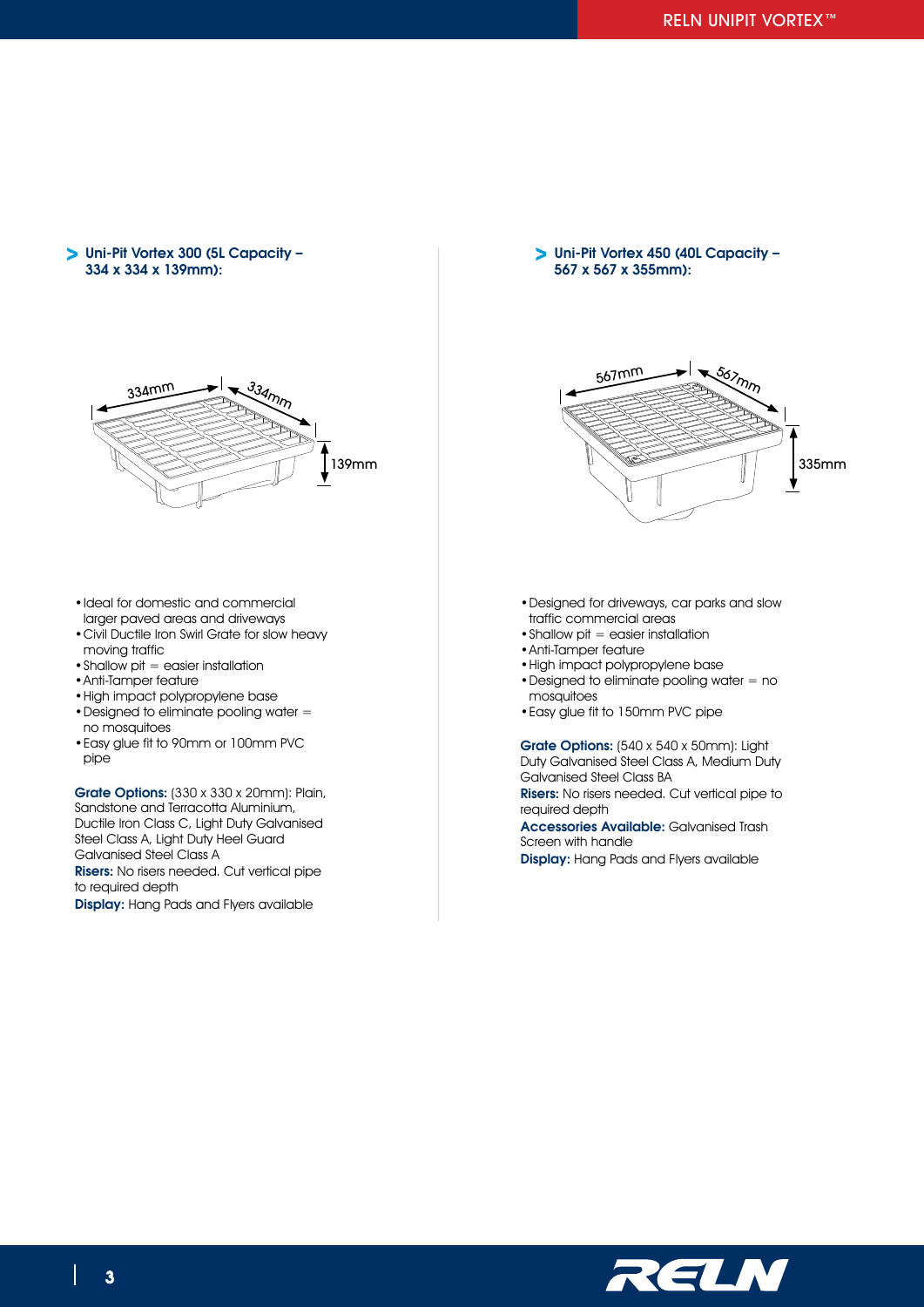## Uni-Pit Vortex 300 (5L Capacity – 334 x 334 x 139mm):

334mm
334mm
139mm

- Ideal for domestic and commercial larger paved areas and driveways
- Civil Ductile Iron Swirl Grate for slow heavy moving traffic
- Shallow pit = easier installation
- Anti-Tamper feature
- High impact polypropylene base
- Designed to eliminate pooling water = no mosquitoes
- Easy glue fit to 90mm or 100mm PVC pipe

**Grate Options:** (330 x 330 x 20mm): Plain, Sandstone and Terracotta Aluminium, Ductile Iron Class C, Light Duty Galvanised Steel Class A, Light Duty Heel Guard Galvanised Steel Class A

**Risers:** No risers needed. Cut vertical pipe to required depth

**Display:** Hang Pads and Flyers available

## Uni-Pit Vortex 450 (40L Capacity – 567 x 567 x 355mm):

567mm
567mm
335mm

- Designed for driveways, car parks and slow traffic commercial areas
- Shallow pit = easier installation
- Anti-Tamper feature
- High impact polypropylene base
- Designed to eliminate pooling water = no mosquitoes
- Easy glue fit to 150mm PVC pipe

**Grate Options:** (540 x 540 x 50mm): Light Duty Galvanised Steel Class A, Medium Duty Galvanised Steel Class BA

**Risers:** No risers needed. Cut vertical pipe to required depth

**Accessories Available:** Galvanised Trash Screen with handle

**Display:** Hang Pads and Flyers available